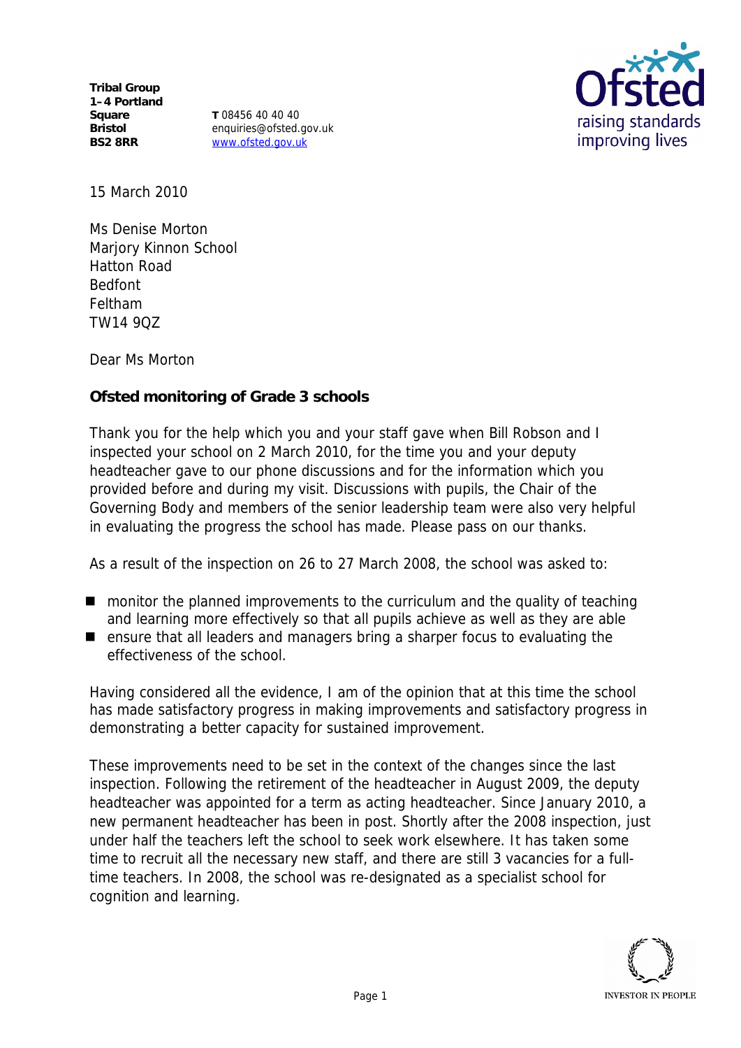Tribal Group
1–4 Portland Square
Bristol
BS2 8RR

T 08456 40 40 40
enquiries@ofsted.gov.uk
www.ofsted.gov.uk

15 March 2010

Ms Denise Morton
Marjory Kinnon School
Hatton Road
Bedfont
Feltham
TW14 9QZ

Dear Ms Morton

**Ofsted monitoring of Grade 3 schools**

Thank you for the help which you and your staff gave when Bill Robson and I inspected your school on 2 March 2010, for the time you and your deputy headteacher gave to our phone discussions and for the information which you provided before and during my visit. Discussions with pupils, the Chair of the Governing Body and members of the senior leadership team were also very helpful in evaluating the progress the school has made. Please pass on our thanks.

As a result of the inspection on 26 to 27 March 2008, the school was asked to:

- monitor the planned improvements to the curriculum and the quality of teaching and learning more effectively so that all pupils achieve as well as they are able
- ensure that all leaders and managers bring a sharper focus to evaluating the effectiveness of the school.

Having considered all the evidence, I am of the opinion that at this time the school has made satisfactory progress in making improvements and satisfactory progress in demonstrating a better capacity for sustained improvement.

These improvements need to be set in the context of the changes since the last inspection. Following the retirement of the headteacher in August 2009, the deputy headteacher was appointed for a term as acting headteacher. Since January 2010, a new permanent headteacher has been in post. Shortly after the 2008 inspection, just under half the teachers left the school to seek work elsewhere. It has taken some time to recruit all the necessary new staff, and there are still 3 vacancies for a full-time teachers. In 2008, the school was re-designated as a specialist school for cognition and learning.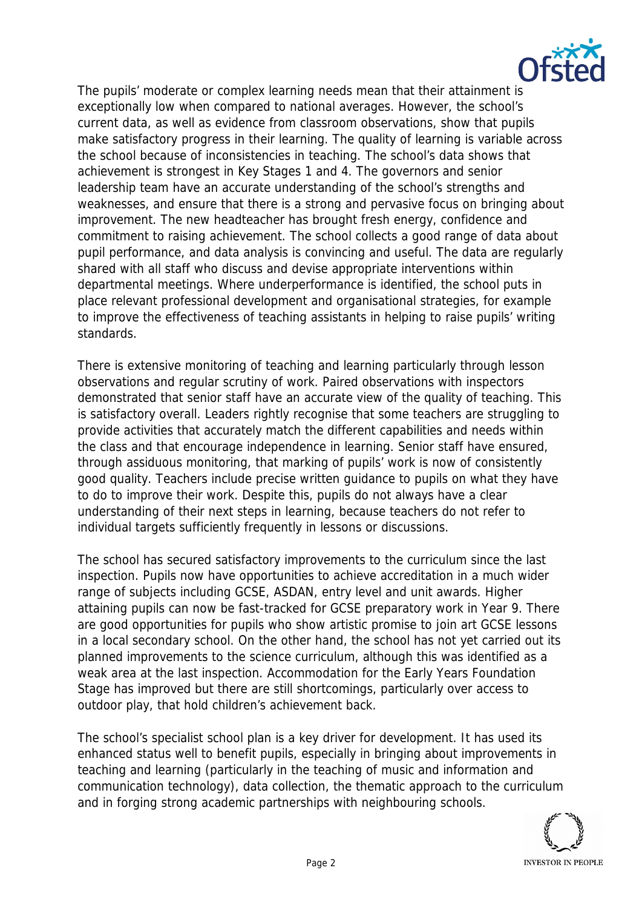The pupils' moderate or complex learning needs mean that their attainment is exceptionally low when compared to national averages. However, the school's current data, as well as evidence from classroom observations, show that pupils make satisfactory progress in their learning. The quality of learning is variable across the school because of inconsistencies in teaching. The school's data shows that achievement is strongest in Key Stages 1 and 4. The governors and senior leadership team have an accurate understanding of the school's strengths and weaknesses, and ensure that there is a strong and pervasive focus on bringing about improvement. The new headteacher has brought fresh energy, confidence and commitment to raising achievement. The school collects a good range of data about pupil performance, and data analysis is convincing and useful. The data are regularly shared with all staff who discuss and devise appropriate interventions within departmental meetings. Where underperformance is identified, the school puts in place relevant professional development and organisational strategies, for example to improve the effectiveness of teaching assistants in helping to raise pupils' writing standards.

There is extensive monitoring of teaching and learning particularly through lesson observations and regular scrutiny of work. Paired observations with inspectors demonstrated that senior staff have an accurate view of the quality of teaching. This is satisfactory overall. Leaders rightly recognise that some teachers are struggling to provide activities that accurately match the different capabilities and needs within the class and that encourage independence in learning. Senior staff have ensured, through assiduous monitoring, that marking of pupils' work is now of consistently good quality. Teachers include precise written guidance to pupils on what they have to do to improve their work. Despite this, pupils do not always have a clear understanding of their next steps in learning, because teachers do not refer to individual targets sufficiently frequently in lessons or discussions.

The school has secured satisfactory improvements to the curriculum since the last inspection. Pupils now have opportunities to achieve accreditation in a much wider range of subjects including GCSE, ASDAN, entry level and unit awards. Higher attaining pupils can now be fast-tracked for GCSE preparatory work in Year 9. There are good opportunities for pupils who show artistic promise to join art GCSE lessons in a local secondary school. On the other hand, the school has not yet carried out its planned improvements to the science curriculum, although this was identified as a weak area at the last inspection. Accommodation for the Early Years Foundation Stage has improved but there are still shortcomings, particularly over access to outdoor play, that hold children's achievement back.

The school's specialist school plan is a key driver for development. It has used its enhanced status well to benefit pupils, especially in bringing about improvements in teaching and learning (particularly in the teaching of music and information and communication technology), data collection, the thematic approach to the curriculum and in forging strong academic partnerships with neighbouring schools.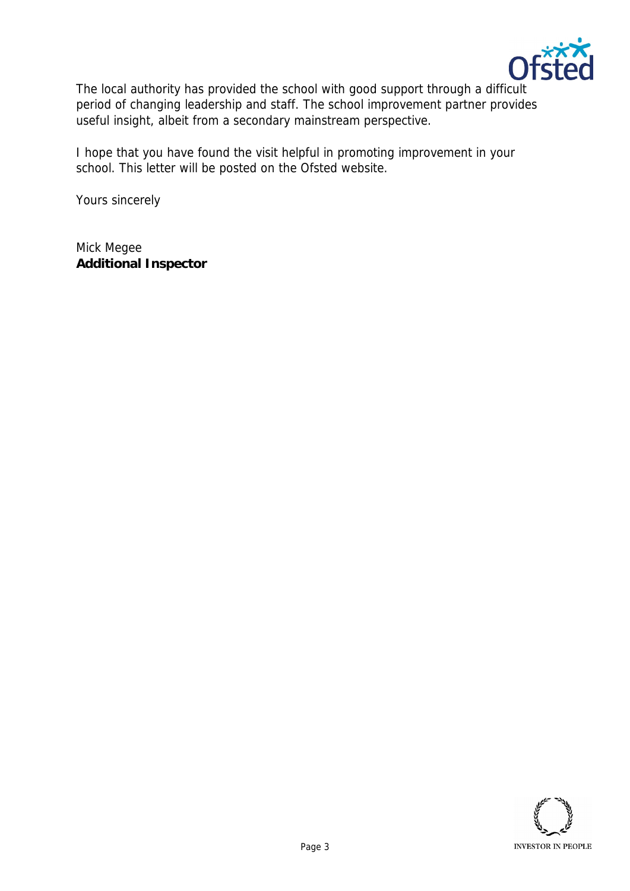The local authority has provided the school with good support through a difficult period of changing leadership and staff. The school improvement partner provides useful insight, albeit from a secondary mainstream perspective.

I hope that you have found the visit helpful in promoting improvement in your school. This letter will be posted on the Ofsted website.

Yours sincerely

Mick Megee
**Additional Inspector**